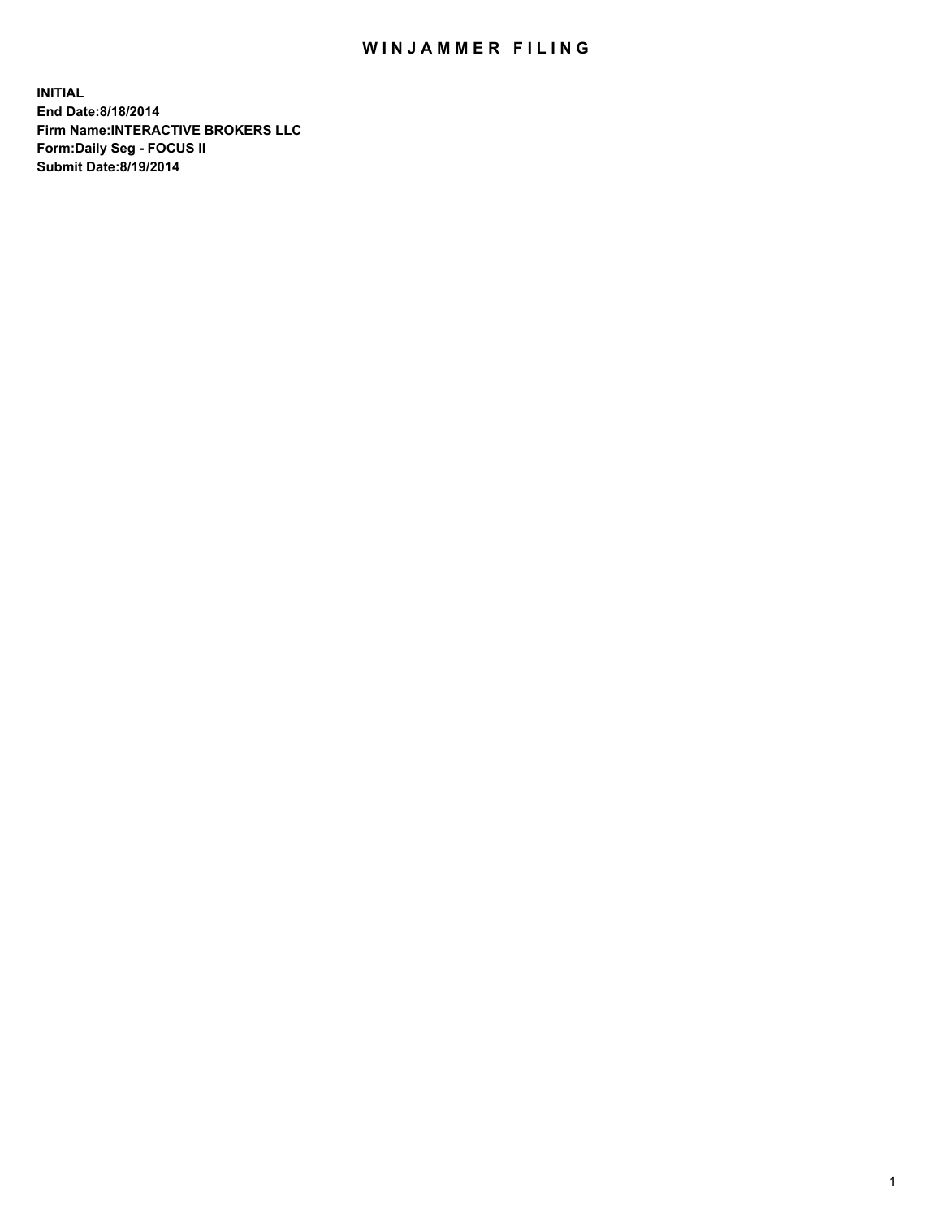# WINJAMMER FILING

**INITIAL**
**End Date:8/18/2014**
**Firm Name:INTERACTIVE BROKERS LLC**
**Form:Daily Seg - FOCUS II**
**Submit Date:8/19/2014**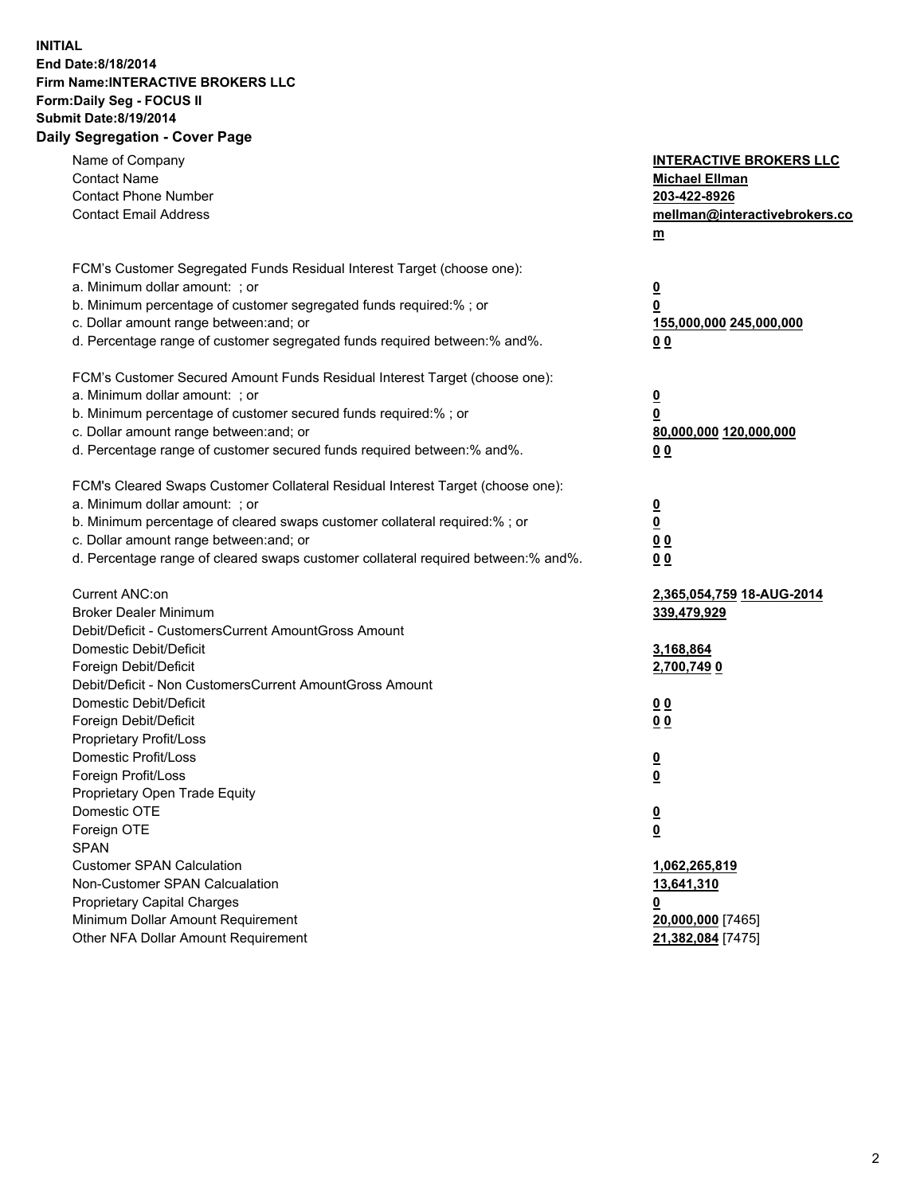**INITIAL**
**End Date:8/18/2014**
**Firm Name:INTERACTIVE BROKERS LLC**
**Form:Daily Seg - FOCUS II**
**Submit Date:8/19/2014**
**Daily Segregation - Cover Page**

| | |
|---|---|
| Name of Company | **INTERACTIVE BROKERS LLC** |
| Contact Name | **Michael Ellman** |
| Contact Phone Number | **203-422-8926** |
| Contact Email Address | **mellman@interactivebrokers.com** |
| FCM's Customer Segregated Funds Residual Interest Target (choose one): | |
| a. Minimum dollar amount: ; or | **0** |
| b. Minimum percentage of customer segregated funds required:% ; or | **0** |
| c. Dollar amount range between:and; or | **155,000,000 245,000,000** |
| d. Percentage range of customer segregated funds required between:% and%. | **0 0** |
| FCM's Customer Secured Amount Funds Residual Interest Target (choose one): | |
| a. Minimum dollar amount: ; or | **0** |
| b. Minimum percentage of customer secured funds required:% ; or | **0** |
| c. Dollar amount range between:and; or | **80,000,000 120,000,000** |
| d. Percentage range of customer secured funds required between:% and%. | **0 0** |
| FCM's Cleared Swaps Customer Collateral Residual Interest Target (choose one): | |
| a. Minimum dollar amount: ; or | **0** |
| b. Minimum percentage of cleared swaps customer collateral required:% ; or | **0** |
| c. Dollar amount range between:and; or | **0 0** |
| d. Percentage range of cleared swaps customer collateral required between:% and%. | **0 0** |
| Current ANC:on | **2,365,054,759 18-AUG-2014** |
| Broker Dealer Minimum | **339,479,929** |
| Debit/Deficit - CustomersCurrent AmountGross Amount | |
| Domestic Debit/Deficit | **3,168,864** |
| Foreign Debit/Deficit | **2,700,749 0** |
| Debit/Deficit - Non CustomersCurrent AmountGross Amount | |
| Domestic Debit/Deficit | **0 0** |
| Foreign Debit/Deficit | **0 0** |
| Proprietary Profit/Loss | |
| Domestic Profit/Loss | **0** |
| Foreign Profit/Loss | **0** |
| Proprietary Open Trade Equity | |
| Domestic OTE | **0** |
| Foreign OTE | **0** |
| SPAN | |
| Customer SPAN Calculation | **1,062,265,819** |
| Non-Customer SPAN Calcualation | **13,641,310** |
| Proprietary Capital Charges | **0** |
| Minimum Dollar Amount Requirement | **20,000,000** [7465] |
| Other NFA Dollar Amount Requirement | **21,382,084** [7475] |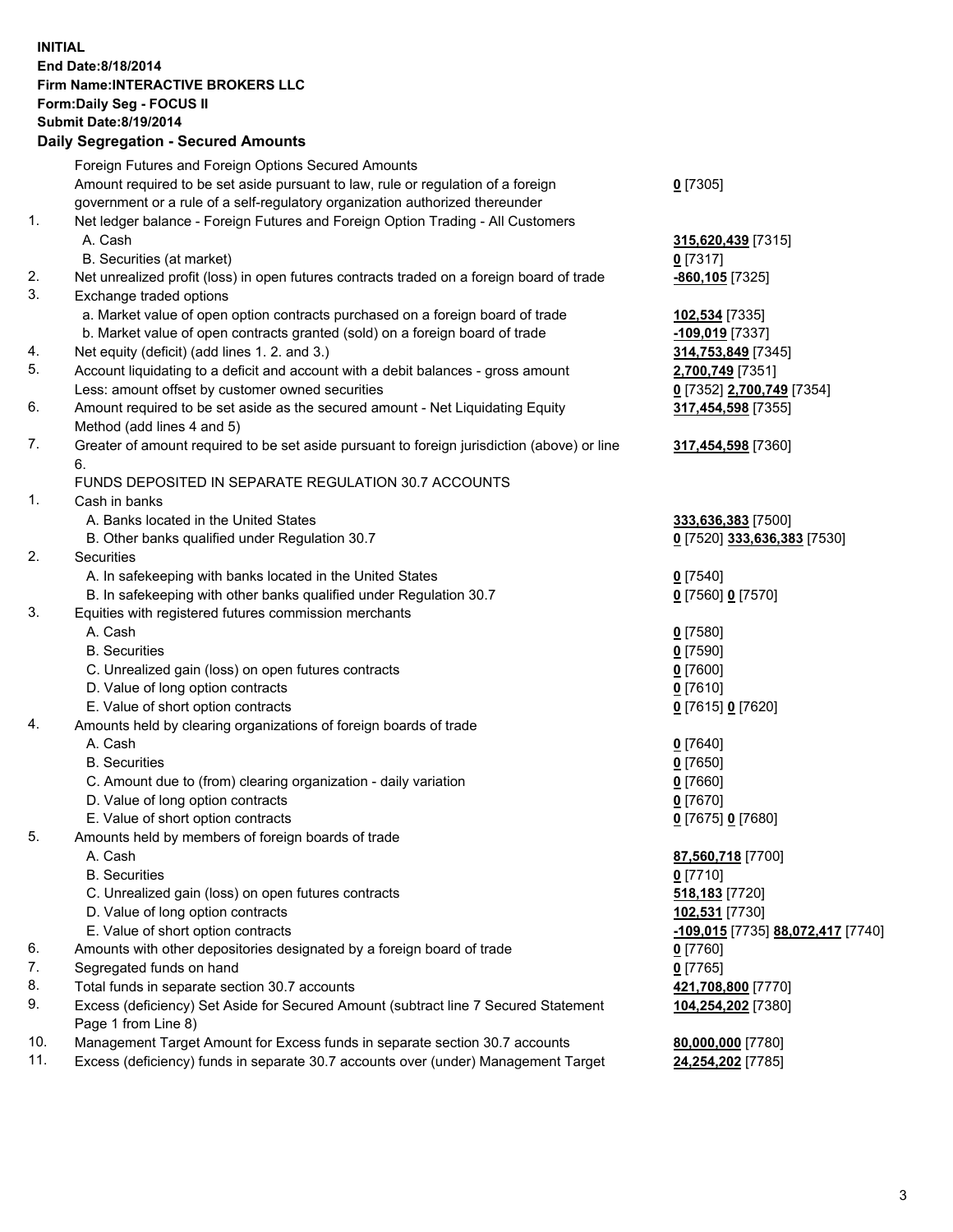**INITIAL**
**End Date:8/18/2014**
**Firm Name:INTERACTIVE BROKERS LLC**
**Form:Daily Seg - FOCUS II**
**Submit Date:8/19/2014**
**Daily Segregation - Secured Amounts**

| | | |
|---|---|---|
| | Foreign Futures and Foreign Options Secured Amounts | |
| | Amount required to be set aside pursuant to law, rule or regulation of a foreign government or a rule of a self-regulatory organization authorized thereunder | **0** [7305] |
| 1. | Net ledger balance - Foreign Futures and Foreign Option Trading - All Customers | |
| | A. Cash | **315,620,439** [7315] |
| | B. Securities (at market) | **0** [7317] |
| 2. | Net unrealized profit (loss) in open futures contracts traded on a foreign board of trade | **-860,105** [7325] |
| 3. | Exchange traded options | |
| | a. Market value of open option contracts purchased on a foreign board of trade | **102,534** [7335] |
| | b. Market value of open contracts granted (sold) on a foreign board of trade | **-109,019** [7337] |
| 4. | Net equity (deficit) (add lines 1. 2. and 3.) | **314,753,849** [7345] |
| 5. | Account liquidating to a deficit and account with a debit balances - gross amount | **2,700,749** [7351] |
| | Less: amount offset by customer owned securities | **0** [7352] **2,700,749** [7354] |
| 6. | Amount required to be set aside as the secured amount - Net Liquidating Equity Method (add lines 4 and 5) | **317,454,598** [7355] |
| 7. | Greater of amount required to be set aside pursuant to foreign jurisdiction (above) or line 6. | **317,454,598** [7360] |
| | FUNDS DEPOSITED IN SEPARATE REGULATION 30.7 ACCOUNTS | |
| 1. | Cash in banks | |
| | A. Banks located in the United States | **333,636,383** [7500] |
| | B. Other banks qualified under Regulation 30.7 | **0** [7520] **333,636,383** [7530] |
| 2. | Securities | |
| | A. In safekeeping with banks located in the United States | **0** [7540] |
| | B. In safekeeping with other banks qualified under Regulation 30.7 | **0** [7560] **0** [7570] |
| 3. | Equities with registered futures commission merchants | |
| | A. Cash | **0** [7580] |
| | B. Securities | **0** [7590] |
| | C. Unrealized gain (loss) on open futures contracts | **0** [7600] |
| | D. Value of long option contracts | **0** [7610] |
| | E. Value of short option contracts | **0** [7615] **0** [7620] |
| 4. | Amounts held by clearing organizations of foreign boards of trade | |
| | A. Cash | **0** [7640] |
| | B. Securities | **0** [7650] |
| | C. Amount due to (from) clearing organization - daily variation | **0** [7660] |
| | D. Value of long option contracts | **0** [7670] |
| | E. Value of short option contracts | **0** [7675] **0** [7680] |
| 5. | Amounts held by members of foreign boards of trade | |
| | A. Cash | **87,560,718** [7700] |
| | B. Securities | **0** [7710] |
| | C. Unrealized gain (loss) on open futures contracts | **518,183** [7720] |
| | D. Value of long option contracts | **102,531** [7730] |
| | E. Value of short option contracts | **-109,015** [7735] **88,072,417** [7740] |
| 6. | Amounts with other depositories designated by a foreign board of trade | **0** [7760] |
| 7. | Segregated funds on hand | **0** [7765] |
| 8. | Total funds in separate section 30.7 accounts | **421,708,800** [7770] |
| 9. | Excess (deficiency) Set Aside for Secured Amount (subtract line 7 Secured Statement Page 1 from Line 8) | **104,254,202** [7380] |
| 10. | Management Target Amount for Excess funds in separate section 30.7 accounts | **80,000,000** [7780] |
| 11. | Excess (deficiency) funds in separate 30.7 accounts over (under) Management Target | **24,254,202** [7785] |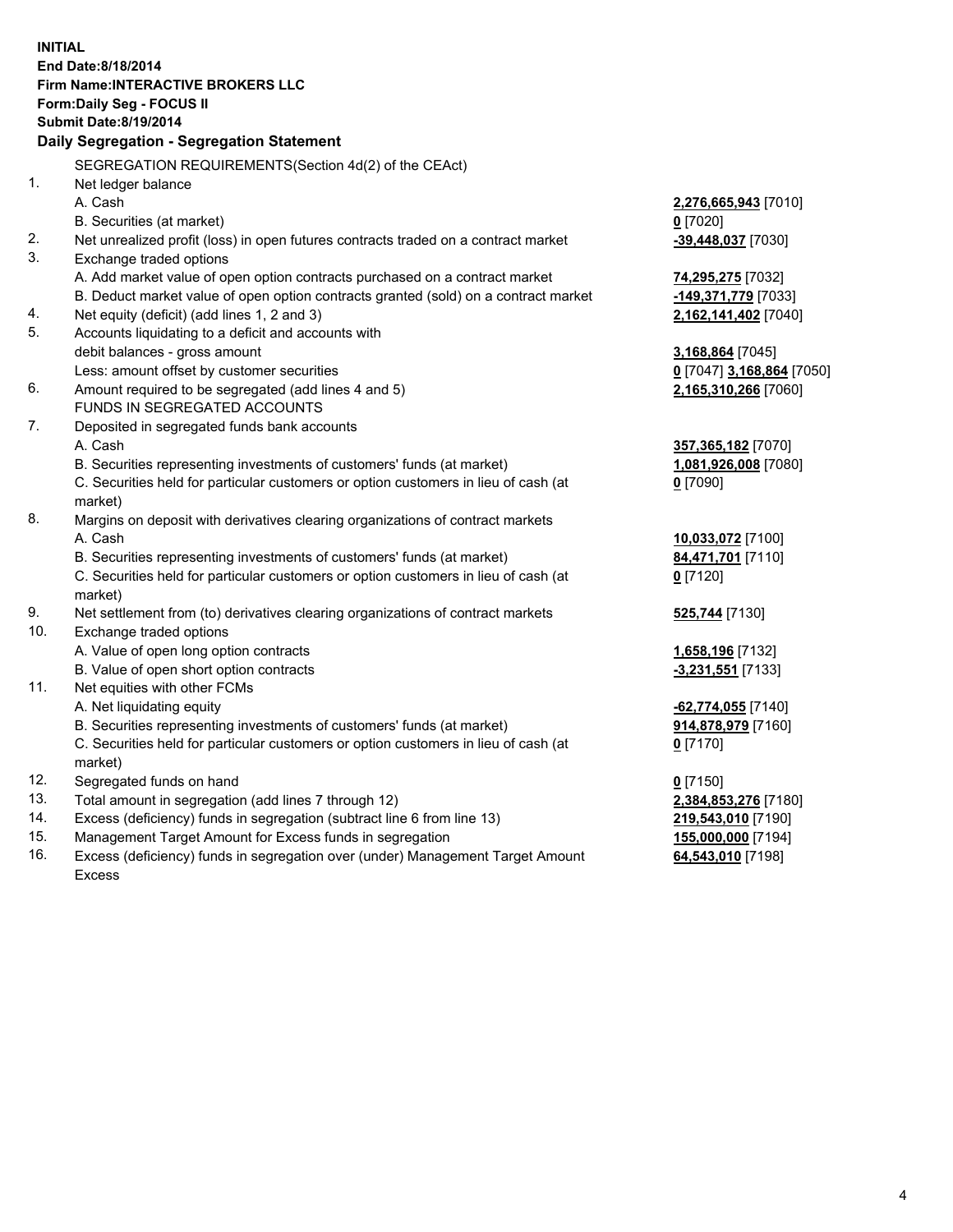**INITIAL**
**End Date:8/18/2014**
**Firm Name:INTERACTIVE BROKERS LLC**
**Form:Daily Seg - FOCUS II**
**Submit Date:8/19/2014**

## Daily Segregation - Segregation Statement

SEGREGATION REQUIREMENTS(Section 4d(2) of the CEAct)

| | | |
|---|---|---|
| 1. | Net ledger balance | |
| | A. Cash | **2,276,665,943** [7010] |
| | B. Securities (at market) | **0** [7020] |
| 2. | Net unrealized profit (loss) in open futures contracts traded on a contract market | **-39,448,037** [7030] |
| 3. | Exchange traded options | |
| | A. Add market value of open option contracts purchased on a contract market | **74,295,275** [7032] |
| | B. Deduct market value of open option contracts granted (sold) on a contract market | **-149,371,779** [7033] |
| 4. | Net equity (deficit) (add lines 1, 2 and 3) | **2,162,141,402** [7040] |
| 5. | Accounts liquidating to a deficit and accounts with debit balances - gross amount | **3,168,864** [7045] |
| | Less: amount offset by customer securities | **0** [7047] **3,168,864** [7050] |
| 6. | Amount required to be segregated (add lines 4 and 5) | **2,165,310,266** [7060] |
| | FUNDS IN SEGREGATED ACCOUNTS | |
| 7. | Deposited in segregated funds bank accounts | |
| | A. Cash | **357,365,182** [7070] |
| | B. Securities representing investments of customers' funds (at market) | **1,081,926,008** [7080] |
| | C. Securities held for particular customers or option customers in lieu of cash (at market) | **0** [7090] |
| 8. | Margins on deposit with derivatives clearing organizations of contract markets | |
| | A. Cash | **10,033,072** [7100] |
| | B. Securities representing investments of customers' funds (at market) | **84,471,701** [7110] |
| | C. Securities held for particular customers or option customers in lieu of cash (at market) | **0** [7120] |
| 9. | Net settlement from (to) derivatives clearing organizations of contract markets | **525,744** [7130] |
| 10. | Exchange traded options | |
| | A. Value of open long option contracts | **1,658,196** [7132] |
| | B. Value of open short option contracts | **-3,231,551** [7133] |
| 11. | Net equities with other FCMs | |
| | A. Net liquidating equity | **-62,774,055** [7140] |
| | B. Securities representing investments of customers' funds (at market) | **914,878,979** [7160] |
| | C. Securities held for particular customers or option customers in lieu of cash (at market) | **0** [7170] |
| 12. | Segregated funds on hand | **0** [7150] |
| 13. | Total amount in segregation (add lines 7 through 12) | **2,384,853,276** [7180] |
| 14. | Excess (deficiency) funds in segregation (subtract line 6 from line 13) | **219,543,010** [7190] |
| 15. | Management Target Amount for Excess funds in segregation | **155,000,000** [7194] |
| 16. | Excess (deficiency) funds in segregation over (under) Management Target Amount Excess | **64,543,010** [7198] |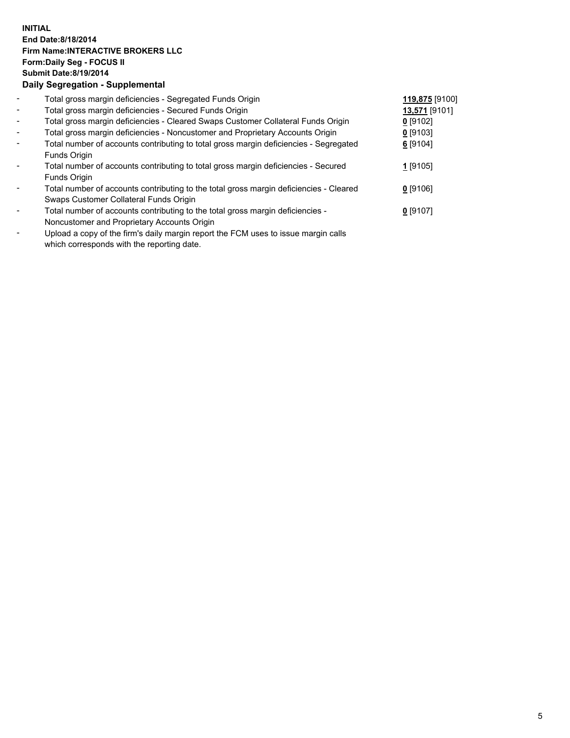**INITIAL**
**End Date:8/18/2014**
**Firm Name:INTERACTIVE BROKERS LLC**
**Form:Daily Seg - FOCUS II**
**Submit Date:8/19/2014**

**Daily Segregation - Supplemental**

| | | |
|---|---|---|
| - | Total gross margin deficiencies - Segregated Funds Origin | **119,875** [9100] |
| - | Total gross margin deficiencies - Secured Funds Origin | **13,571** [9101] |
| - | Total gross margin deficiencies - Cleared Swaps Customer Collateral Funds Origin | **0** [9102] |
| - | Total gross margin deficiencies - Noncustomer and Proprietary Accounts Origin | **0** [9103] |
| - | Total number of accounts contributing to total gross margin deficiencies - Segregated Funds Origin | **6** [9104] |
| - | Total number of accounts contributing to total gross margin deficiencies - Secured Funds Origin | **1** [9105] |
| - | Total number of accounts contributing to the total gross margin deficiencies - Cleared Swaps Customer Collateral Funds Origin | **0** [9106] |
| - | Total number of accounts contributing to the total gross margin deficiencies - Noncustomer and Proprietary Accounts Origin | **0** [9107] |
| - | Upload a copy of the firm's daily margin report the FCM uses to issue margin calls which corresponds with the reporting date. | |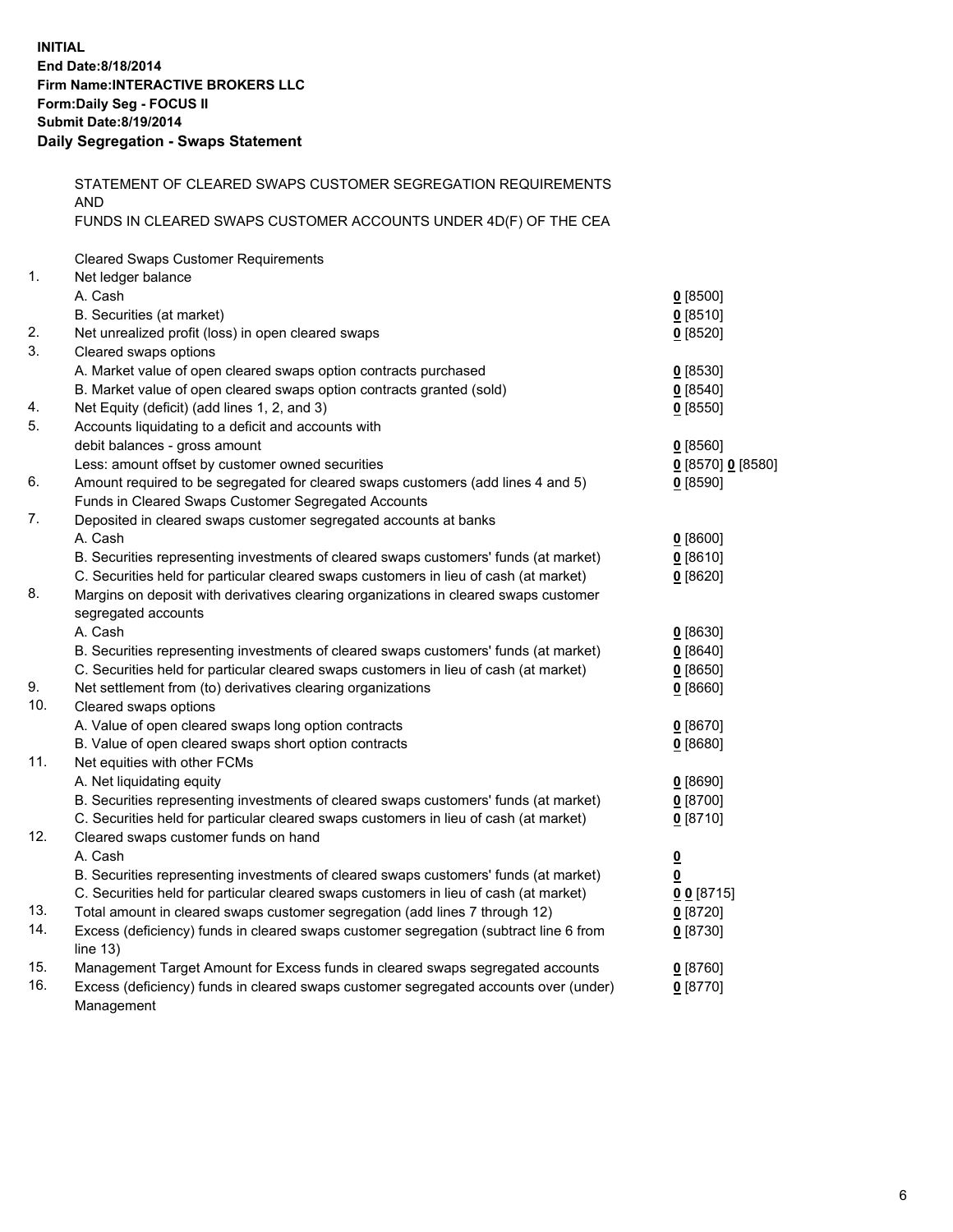**INITIAL**
**End Date:8/18/2014**
**Firm Name:INTERACTIVE BROKERS LLC**
**Form:Daily Seg - FOCUS II**
**Submit Date:8/19/2014**
**Daily Segregation - Swaps Statement**

STATEMENT OF CLEARED SWAPS CUSTOMER SEGREGATION REQUIREMENTS AND FUNDS IN CLEARED SWAPS CUSTOMER ACCOUNTS UNDER 4D(F) OF THE CEA

| | | |
|---|---|---|
| | Cleared Swaps Customer Requirements | |
| 1. | Net ledger balance | |
| | A. Cash | 0 [8500] |
| | B. Securities (at market) | 0 [8510] |
| 2. | Net unrealized profit (loss) in open cleared swaps | 0 [8520] |
| 3. | Cleared swaps options | |
| | A. Market value of open cleared swaps option contracts purchased | 0 [8530] |
| | B. Market value of open cleared swaps option contracts granted (sold) | 0 [8540] |
| 4. | Net Equity (deficit) (add lines 1, 2, and 3) | 0 [8550] |
| 5. | Accounts liquidating to a deficit and accounts with debit balances - gross amount | 0 [8560] |
| | Less: amount offset by customer owned securities | 0 [8570] 0 [8580] |
| 6. | Amount required to be segregated for cleared swaps customers (add lines 4 and 5) | 0 [8590] |
| | Funds in Cleared Swaps Customer Segregated Accounts | |
| 7. | Deposited in cleared swaps customer segregated accounts at banks | |
| | A. Cash | 0 [8600] |
| | B. Securities representing investments of cleared swaps customers' funds (at market) | 0 [8610] |
| | C. Securities held for particular cleared swaps customers in lieu of cash (at market) | 0 [8620] |
| 8. | Margins on deposit with derivatives clearing organizations in cleared swaps customer segregated accounts | |
| | A. Cash | 0 [8630] |
| | B. Securities representing investments of cleared swaps customers' funds (at market) | 0 [8640] |
| | C. Securities held for particular cleared swaps customers in lieu of cash (at market) | 0 [8650] |
| 9. | Net settlement from (to) derivatives clearing organizations | 0 [8660] |
| 10. | Cleared swaps options | |
| | A. Value of open cleared swaps long option contracts | 0 [8670] |
| | B. Value of open cleared swaps short option contracts | 0 [8680] |
| 11. | Net equities with other FCMs | |
| | A. Net liquidating equity | 0 [8690] |
| | B. Securities representing investments of cleared swaps customers' funds (at market) | 0 [8700] |
| | C. Securities held for particular cleared swaps customers in lieu of cash (at market) | 0 [8710] |
| 12. | Cleared swaps customer funds on hand | |
| | A. Cash | 0 |
| | B. Securities representing investments of cleared swaps customers' funds (at market) | 0 |
| | C. Securities held for particular cleared swaps customers in lieu of cash (at market) | 0 0 [8715] |
| 13. | Total amount in cleared swaps customer segregation (add lines 7 through 12) | 0 [8720] |
| 14. | Excess (deficiency) funds in cleared swaps customer segregation (subtract line 6 from line 13) | 0 [8730] |
| 15. | Management Target Amount for Excess funds in cleared swaps segregated accounts | 0 [8760] |
| 16. | Excess (deficiency) funds in cleared swaps customer segregated accounts over (under) Management | 0 [8770] |